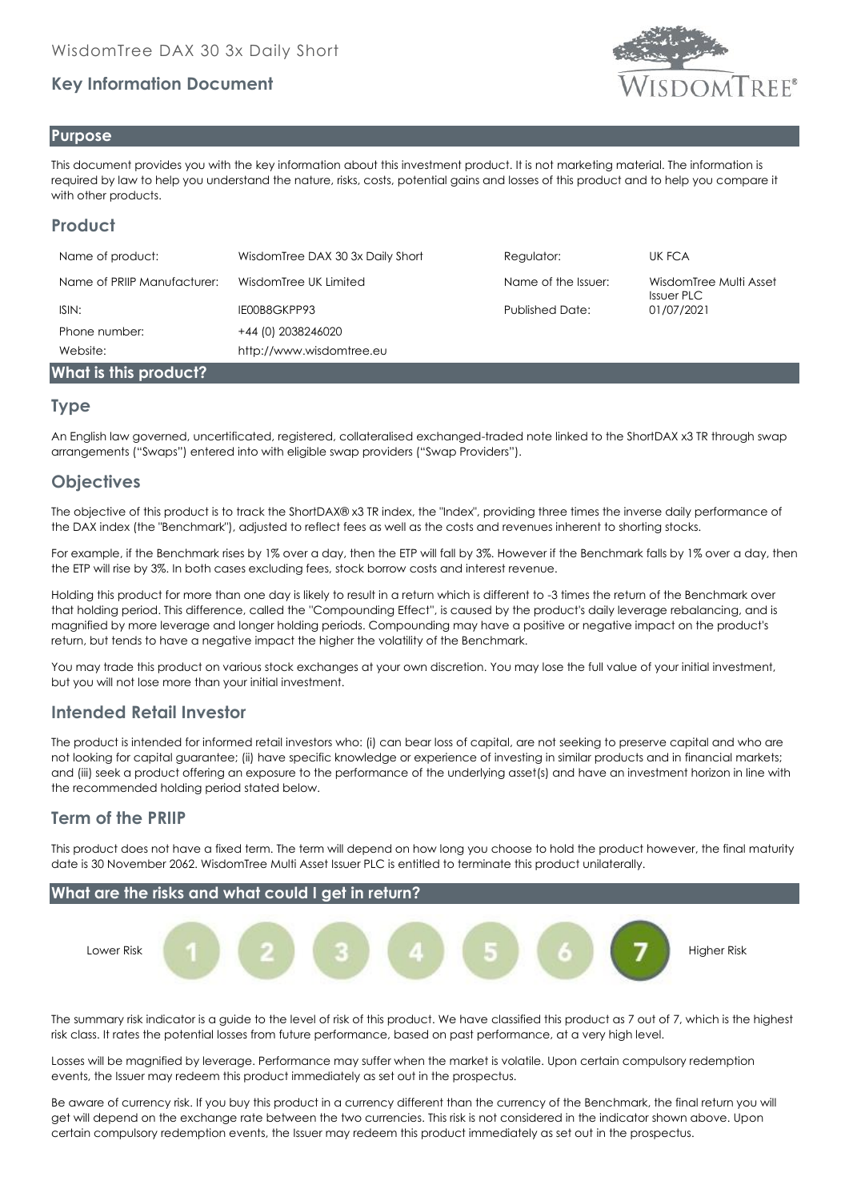WisdomTree DAX 30 3x Daily Short

# Key Information Document

## Purpose

This document provides you with the key information about this investment product. It is not marketing material. The information is required by law to help you understand the nature, risks, costs, potential gains and losses of this product and to help you compare it with other products.

## Product

| Name of product: | WisdomTree DAX 30 3x Daily Short | Regulator: | UK FCA |
|---|---|---|---|
| Name of PRIIP Manufacturer: | WisdomTree UK Limited | Name of the Issuer: | WisdomTree Multi Asset Issuer PLC |
| ISIN: | IE00B8GKPP93 | Published Date: | 01/07/2021 |
| Phone number: | +44 (0) 2038246020 | | |
| Website: | http://www.wisdomtree.eu | | |

## What is this product?

### Type

An English law governed, uncertificated, registered, collateralised exchanged-traded note linked to the ShortDAX x3 TR through swap arrangements ("Swaps") entered into with eligible swap providers ("Swap Providers").

### Objectives

The objective of this product is to track the ShortDAX® x3 TR index, the "Index", providing three times the inverse daily performance of the DAX index (the "Benchmark"), adjusted to reflect fees as well as the costs and revenues inherent to shorting stocks.

For example, if the Benchmark rises by 1% over a day, then the ETP will fall by 3%. However if the Benchmark falls by 1% over a day, then the ETP will rise by 3%. In both cases excluding fees, stock borrow costs and interest revenue.

Holding this product for more than one day is likely to result in a return which is different to -3 times the return of the Benchmark over that holding period. This difference, called the "Compounding Effect", is caused by the product's daily leverage rebalancing, and is magnified by more leverage and longer holding periods. Compounding may have a positive or negative impact on the product's return, but tends to have a negative impact the higher the volatility of the Benchmark.

You may trade this product on various stock exchanges at your own discretion. You may lose the full value of your initial investment, but you will not lose more than your initial investment.

### Intended Retail Investor

The product is intended for informed retail investors who: (i) can bear loss of capital, are not seeking to preserve capital and who are not looking for capital guarantee; (ii) have specific knowledge or experience of investing in similar products and in financial markets; and (iii) seek a product offering an exposure to the performance of the underlying asset(s) and have an investment horizon in line with the recommended holding period stated below.

### Term of the PRIIP

This product does not have a fixed term. The term will depend on how long you choose to hold the product however, the final maturity date is 30 November 2062. WisdomTree Multi Asset Issuer PLC is entitled to terminate this product unilaterally.

## What are the risks and what could I get in return?

Lower Risk 1 2 3 4 5 6 **7** Higher Risk

The summary risk indicator is a guide to the level of risk of this product. We have classified this product as 7 out of 7, which is the highest risk class. It rates the potential losses from future performance, based on past performance, at a very high level.

Losses will be magnified by leverage. Performance may suffer when the market is volatile. Upon certain compulsory redemption events, the Issuer may redeem this product immediately as set out in the prospectus.

Be aware of currency risk. If you buy this product in a currency different than the currency of the Benchmark, the final return you will get will depend on the exchange rate between the two currencies. This risk is not considered in the indicator shown above. Upon certain compulsory redemption events, the Issuer may redeem this product immediately as set out in the prospectus.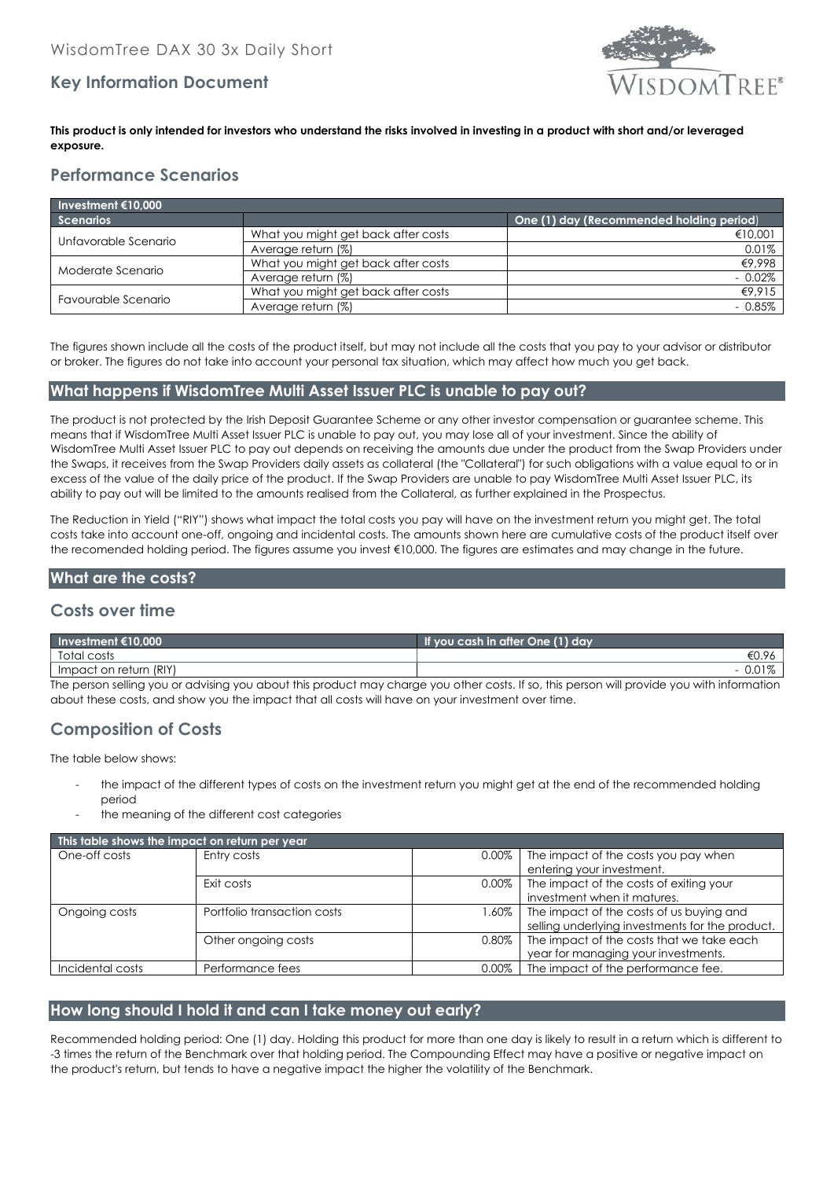This product is only intended for investors who understand the risks involved in investing in a product with short and/or leveraged exposure.

## Performance Scenarios

| Investment €10,000 | | |
|---|---|---|
| **Scenarios** | | **One (1) day (Recommended holding period)** |
| Unfavorable Scenario | What you might get back after costs | €10,001 |
| | Average return (%) | 0.01% |
| Moderate Scenario | What you might get back after costs | €9,998 |
| | Average return (%) | - 0.02% |
| Favourable Scenario | What you might get back after costs | €9,915 |
| | Average return (%) | - 0.85% |

The figures shown include all the costs of the product itself, but may not include all the costs that you pay to your advisor or distributor or broker. The figures do not take into account your personal tax situation, which may affect how much you get back.

## What happens if WisdomTree Multi Asset Issuer PLC is unable to pay out?

The product is not protected by the Irish Deposit Guarantee Scheme or any other investor compensation or guarantee scheme. This means that if WisdomTree Multi Asset Issuer PLC is unable to pay out, you may lose all of your investment. Since the ability of WisdomTree Multi Asset Issuer PLC to pay out depends on receiving the amounts due under the product from the Swap Providers under the Swaps, it receives from the Swap Providers daily assets as collateral (the "Collateral") for such obligations with a value equal to or in excess of the value of the daily price of the product. If the Swap Providers are unable to pay WisdomTree Multi Asset Issuer PLC, its ability to pay out will be limited to the amounts realised from the Collateral, as further explained in the Prospectus.

The Reduction in Yield ("RIY") shows what impact the total costs you pay will have on the investment return you might get. The total costs take into account one-off, ongoing and incidental costs. The amounts shown here are cumulative costs of the product itself over the recomended holding period. The figures assume you invest €10,000. The figures are estimates and may change in the future.

## What are the costs?

## Costs over time

| Investment €10,000 | If you cash in after One (1) day |
|---|---|
| Total costs | €0.96 |
| Impact on return (RIY) | - 0.01% |

The person selling you or advising you about this product may charge you other costs. If so, this person will provide you with information about these costs, and show you the impact that all costs will have on your investment over time.

## Composition of Costs

The table below shows:

- the impact of the different types of costs on the investment return you might get at the end of the recommended holding period
- the meaning of the different cost categories

| This table shows the impact on return per year | | | |
|---|---|---|---|
| One-off costs | Entry costs | 0.00% | The impact of the costs you pay when entering your investment. |
| | Exit costs | 0.00% | The impact of the costs of exiting your investment when it matures. |
| Ongoing costs | Portfolio transaction costs | 1.60% | The impact of the costs of us buying and selling underlying investments for the product. |
| | Other ongoing costs | 0.80% | The impact of the costs that we take each year for managing your investments. |
| Incidental costs | Performance fees | 0.00% | The impact of the performance fee. |

## How long should I hold it and can I take money out early?

Recommended holding period: One (1) day. Holding this product for more than one day is likely to result in a return which is different to -3 times the return of the Benchmark over that holding period. The Compounding Effect may have a positive or negative impact on the product's return, but tends to have a negative impact the higher the volatility of the Benchmark.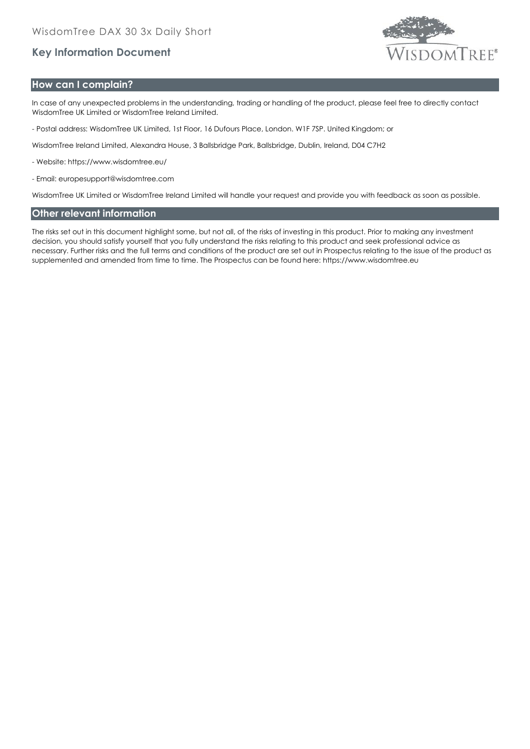## How can I complain?

In case of any unexpected problems in the understanding, trading or handling of the product, please feel free to directly contact WisdomTree UK Limited or WisdomTree Ireland Limited.

- Postal address: WisdomTree UK Limited, 1st Floor, 16 Dufours Place, London. W1F 7SP. United Kingdom; or

WisdomTree Ireland Limited, Alexandra House, 3 Ballsbridge Park, Ballsbridge, Dublin, Ireland, D04 C7H2

- Website: https://www.wisdomtree.eu/

- Email: europesupport@wisdomtree.com

WisdomTree UK Limited or WisdomTree Ireland Limited will handle your request and provide you with feedback as soon as possible.

## Other relevant information

The risks set out in this document highlight some, but not all, of the risks of investing in this product. Prior to making any investment decision, you should satisfy yourself that you fully understand the risks relating to this product and seek professional advice as necessary. Further risks and the full terms and conditions of the product are set out in Prospectus relating to the issue of the product as supplemented and amended from time to time. The Prospectus can be found here: https://www.wisdomtree.eu